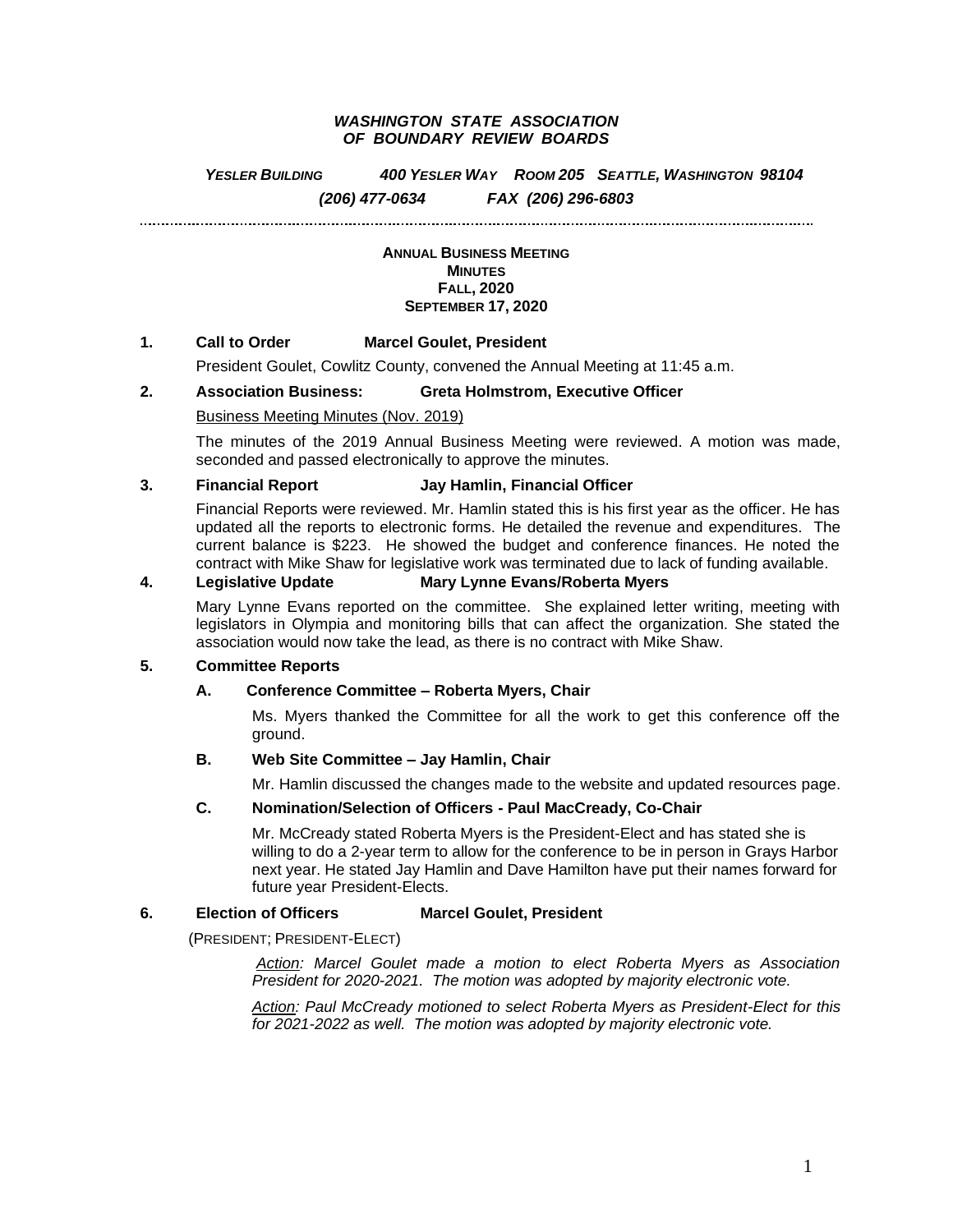***WASHINGTON STATE ASSOCIATION OF BOUNDARY REVIEW BOARDS***

***YESLER BUILDING 400 YESLER WAY ROOM 205 SEATTLE, WASHINGTON 98104***

***(206) 477-0634 FAX (206) 296-6803***

---

**ANNUAL BUSINESS MEETING**
**MINUTES**
**FALL, 2020**
**SEPTEMBER 17, 2020**

**1. Call to Order Marcel Goulet, President**

President Goulet, Cowlitz County, convened the Annual Meeting at 11:45 a.m.

**2. Association Business: Greta Holmstrom, Executive Officer**

<u>Business Meeting Minutes (Nov. 2019)</u>

The minutes of the 2019 Annual Business Meeting were reviewed. A motion was made, seconded and passed electronically to approve the minutes.

**3. Financial Report Jay Hamlin, Financial Officer**

Financial Reports were reviewed. Mr. Hamlin stated this is his first year as the officer. He has updated all the reports to electronic forms. He detailed the revenue and expenditures. The current balance is $223. He showed the budget and conference finances. He noted the contract with Mike Shaw for legislative work was terminated due to lack of funding available.

**4. Legislative Update Mary Lynne Evans/Roberta Myers**

Mary Lynne Evans reported on the committee. She explained letter writing, meeting with legislators in Olympia and monitoring bills that can affect the organization. She stated the association would now take the lead, as there is no contract with Mike Shaw.

**5. Committee Reports**

**A. Conference Committee – Roberta Myers, Chair**

Ms. Myers thanked the Committee for all the work to get this conference off the ground.

**B. Web Site Committee – Jay Hamlin, Chair**

Mr. Hamlin discussed the changes made to the website and updated resources page.

**C. Nomination/Selection of Officers - Paul MacCready, Co-Chair**

Mr. McCready stated Roberta Myers is the President-Elect and has stated she is willing to do a 2-year term to allow for the conference to be in person in Grays Harbor next year. He stated Jay Hamlin and Dave Hamilton have put their names forward for future year President-Elects.

**6. Election of Officers Marcel Goulet, President**

(PRESIDENT; PRESIDENT-ELECT)

*<u>Action</u>: Marcel Goulet made a motion to elect Roberta Myers as Association President for 2020-2021. The motion was adopted by majority electronic vote.*

*<u>Action</u>: Paul McCready motioned to select Roberta Myers as President-Elect for this for 2021-2022 as well. The motion was adopted by majority electronic vote.*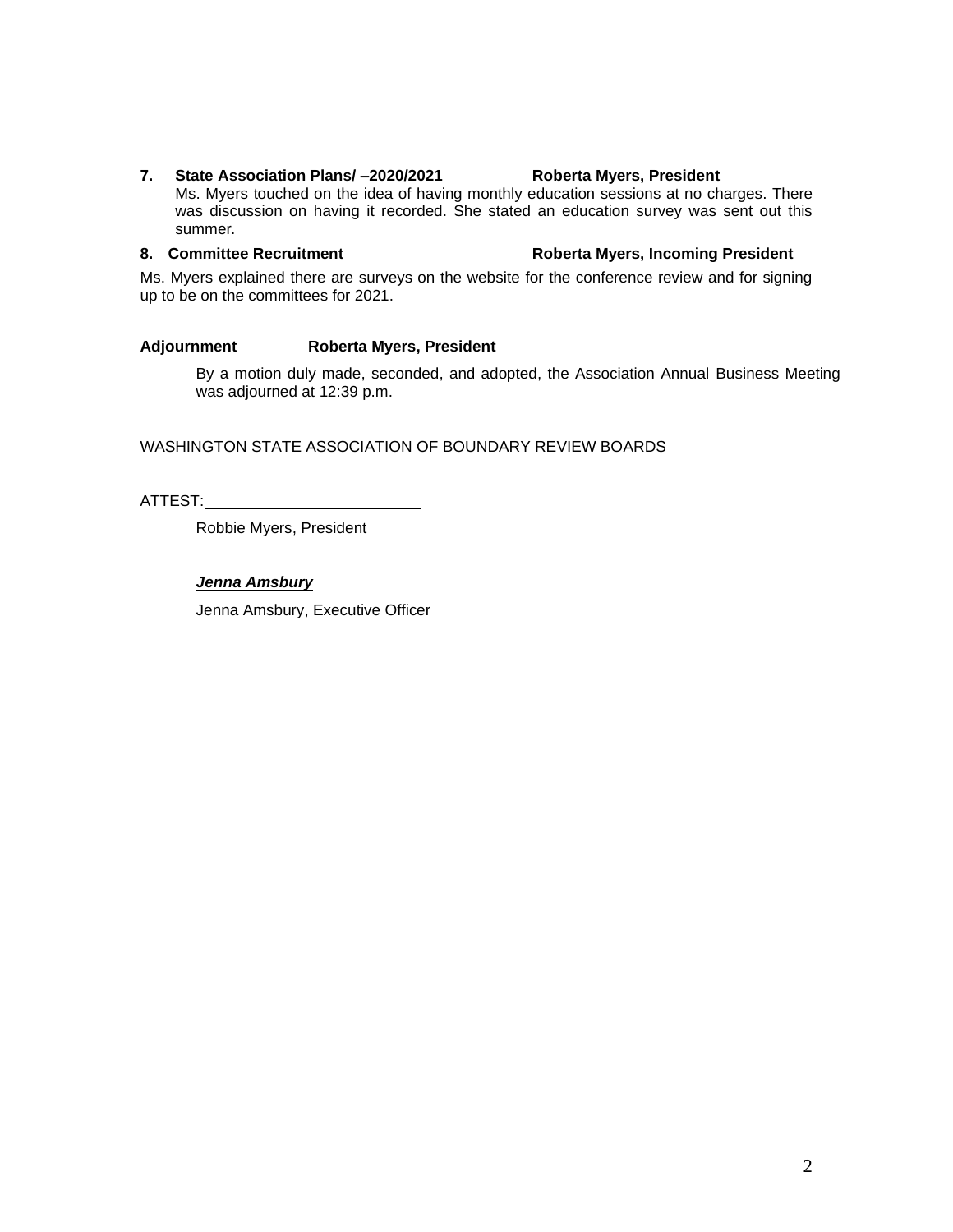**7. State Association Plans/ –2020/2021 Roberta Myers, President**

Ms. Myers touched on the idea of having monthly education sessions at no charges. There was discussion on having it recorded. She stated an education survey was sent out this summer.

**8. Committee Recruitment Roberta Myers, Incoming President**

Ms. Myers explained there are surveys on the website for the conference review and for signing up to be on the committees for 2021.

**Adjournment Roberta Myers, President**

By a motion duly made, seconded, and adopted, the Association Annual Business Meeting was adjourned at 12:39 p.m.

WASHINGTON STATE ASSOCIATION OF BOUNDARY REVIEW BOARDS

ATTEST:________________________

Robbie Myers, President

***Jenna Amsbury***

Jenna Amsbury, Executive Officer